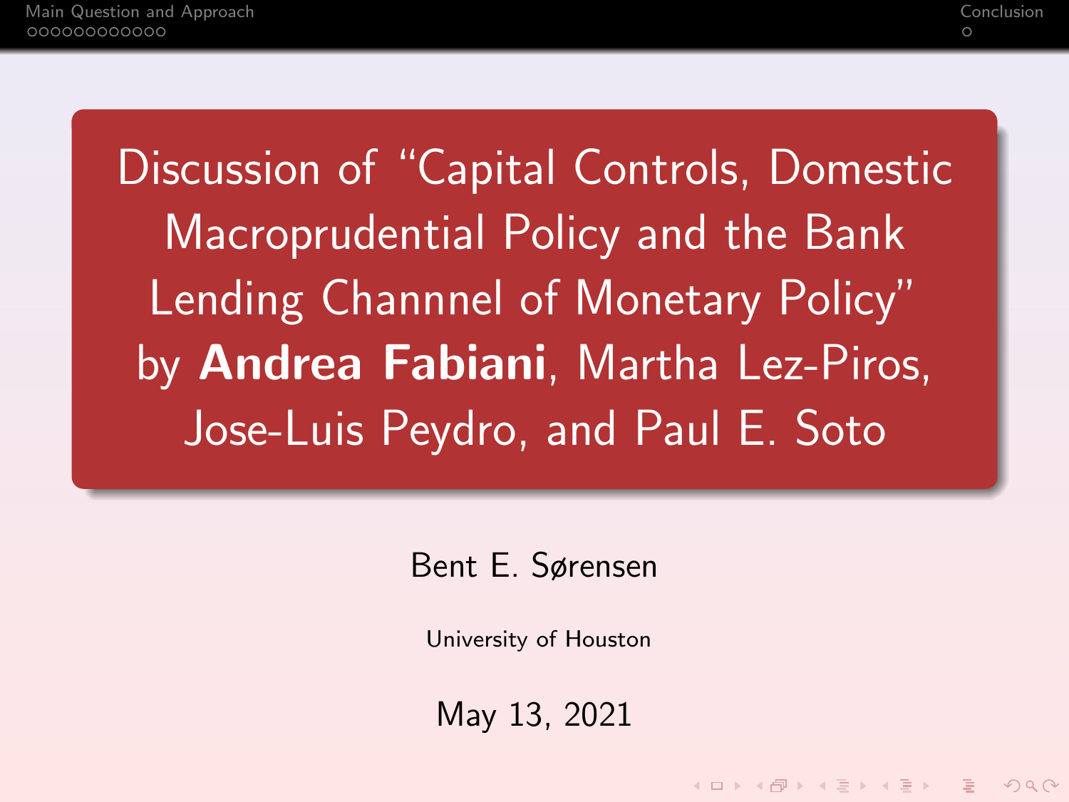# Discussion of "Capital Controls, Domestic Macroprudential Policy and the Bank Lending Channnel of Monetary Policy" by **Andrea Fabiani**, Martha Lez-Piros, Jose-Luis Peydro, and Paul E. Soto

Bent E. Sørensen

University of Houston

May 13, 2021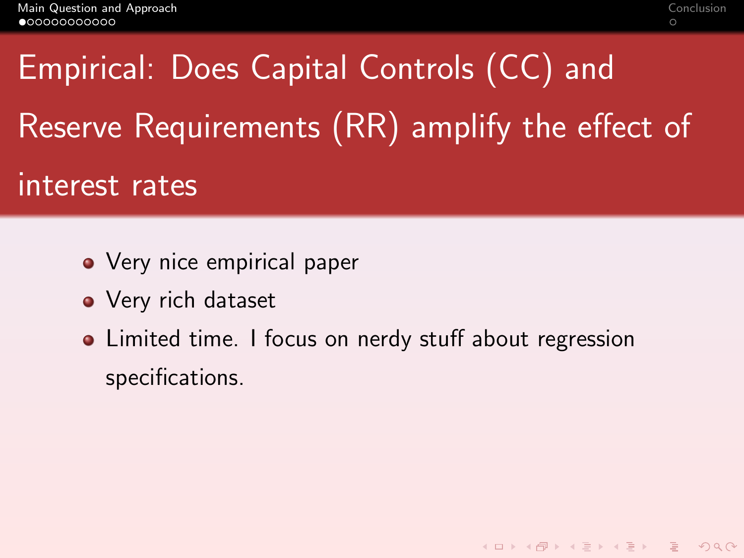# Empirical: Does Capital Controls (CC) and Reserve Requirements (RR) amplify the effect of interest rates

- Very nice empirical paper
- Very rich dataset
- Limited time. I focus on nerdy stuff about regression specifications.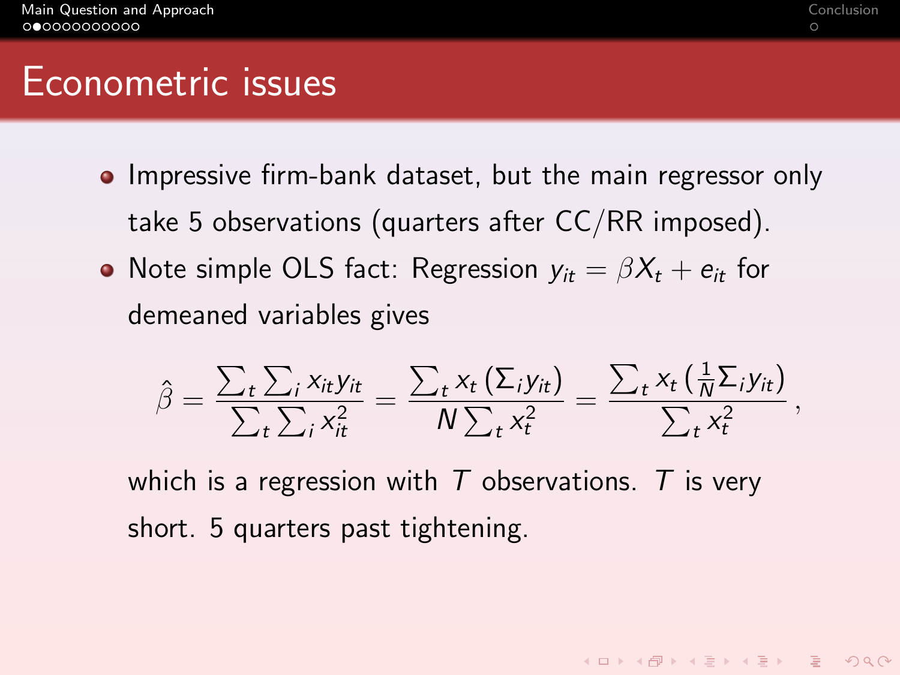# Econometric issues

- Impressive firm-bank dataset, but the main regressor only take 5 observations (quarters after CC/RR imposed).
- Note simple OLS fact: Regression $y_{it} = \beta X_t + e_{it}$ for demeaned variables gives

$$\hat{\beta} = \frac{\sum_t \sum_i x_{it} y_{it}}{\sum_t \sum_i x_{it}^2} = \frac{\sum_t x_t \left(\Sigma_i y_{it}\right)}{N \sum_t x_t^2} = \frac{\sum_t x_t \left(\frac{1}{N} \Sigma_i y_{it}\right)}{\sum_t x_t^2},$$

which is a regression with $T$ observations. $T$ is very short. 5 quarters past tightening.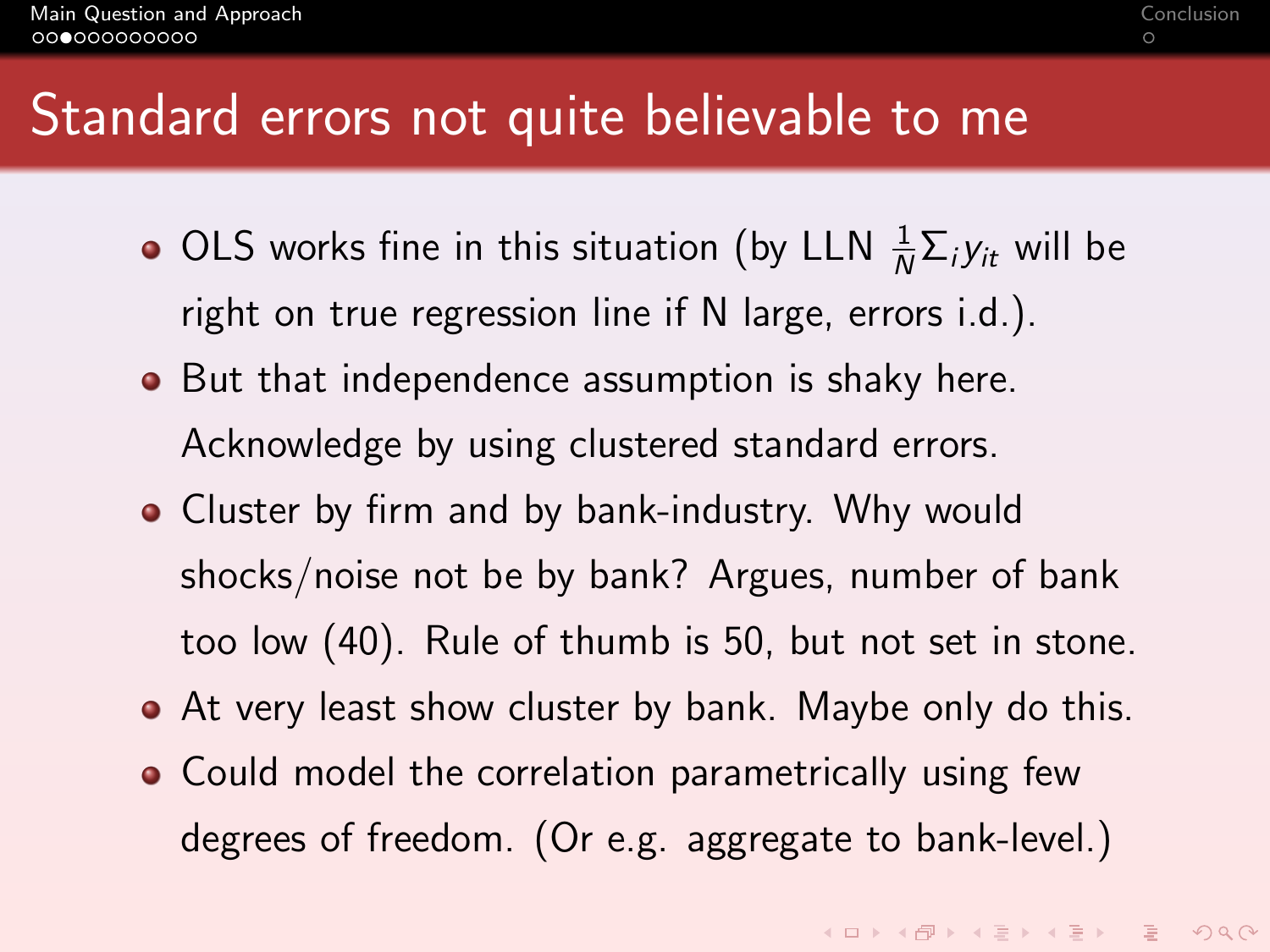# Standard errors not quite believable to me

- OLS works fine in this situation (by LLN $\frac{1}{N}\Sigma_i y_{it}$ will be right on true regression line if N large, errors i.d.).
- But that independence assumption is shaky here. Acknowledge by using clustered standard errors.
- Cluster by firm and by bank-industry. Why would shocks/noise not be by bank? Argues, number of bank too low (40). Rule of thumb is 50, but not set in stone.
- At very least show cluster by bank. Maybe only do this.
- Could model the correlation parametrically using few degrees of freedom. (Or e.g. aggregate to bank-level.)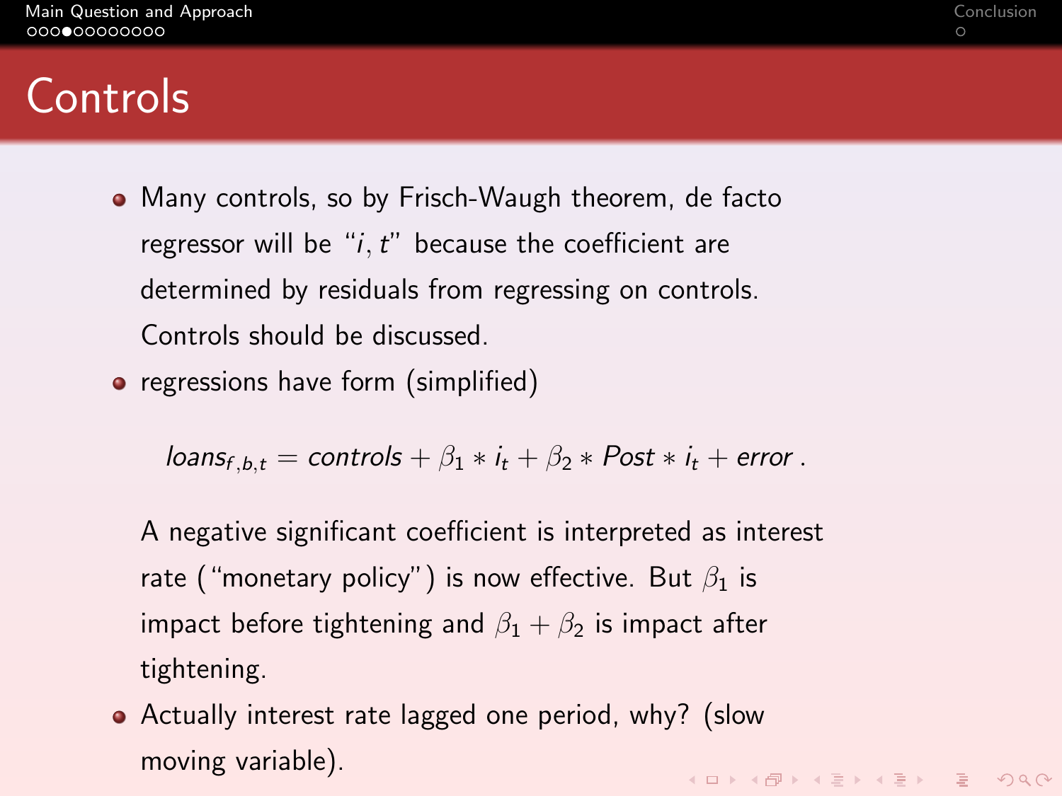# Controls

- Many controls, so by Frisch-Waugh theorem, de facto regressor will be "$i, t$" because the coefficient are determined by residuals from regressing on controls. Controls should be discussed.
- regressions have form (simplified)

$$loans_{f,b,t} = controls + \beta_1 * i_t + \beta_2 * Post * i_t + error\ .$$

  A negative significant coefficient is interpreted as interest rate ("monetary policy") is now effective. But $\beta_1$ is impact before tightening and $\beta_1 + \beta_2$ is impact after tightening.
- Actually interest rate lagged one period, why? (slow moving variable).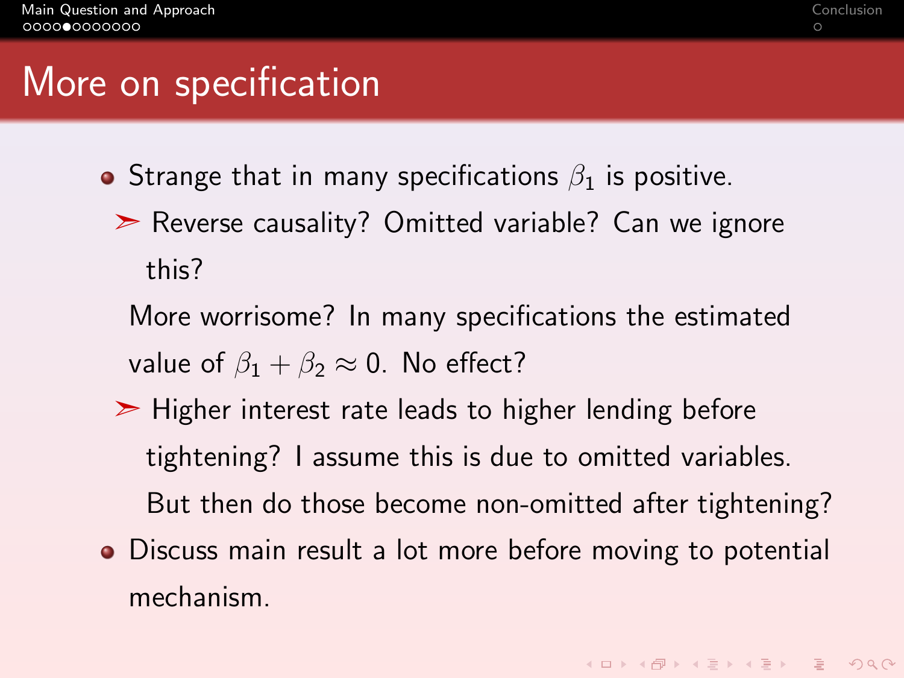# More on specification

- Strange that in many specifications $\beta_1$ is positive.
  - ➢ Reverse causality? Omitted variable? Can we ignore this?

  More worrisome? In many specifications the estimated value of $\beta_1 + \beta_2 \approx 0$. No effect?
  - ➢ Higher interest rate leads to higher lending before tightening? I assume this is due to omitted variables. But then do those become non-omitted after tightening?
- Discuss main result a lot more before moving to potential mechanism.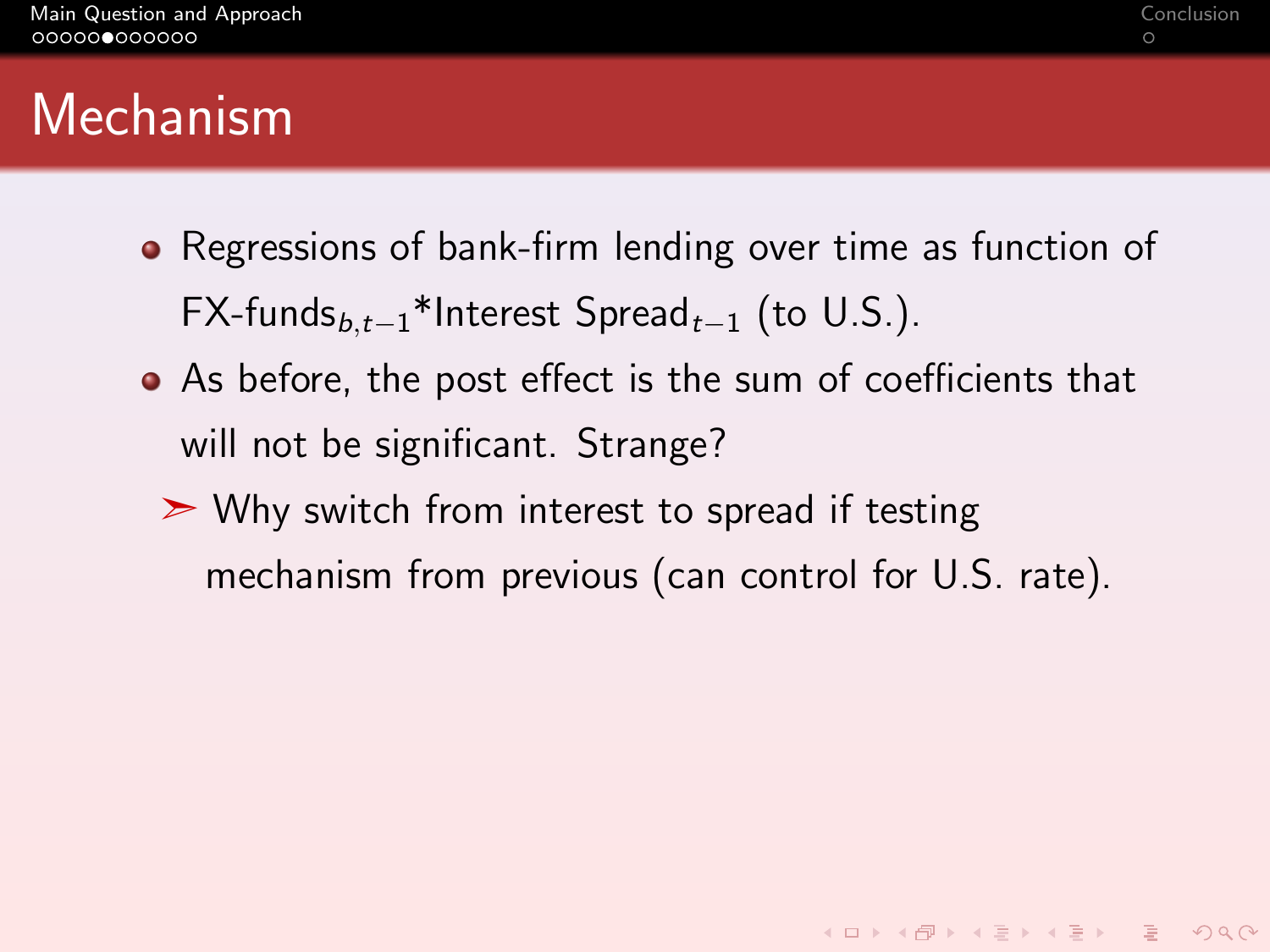# Mechanism

- Regressions of bank-firm lending over time as function of FX-funds$_{b,t-1}$*Interest Spread$_{t-1}$ (to U.S.).
- As before, the post effect is the sum of coefficients that will not be significant. Strange?
  - ➢ Why switch from interest to spread if testing mechanism from previous (can control for U.S. rate).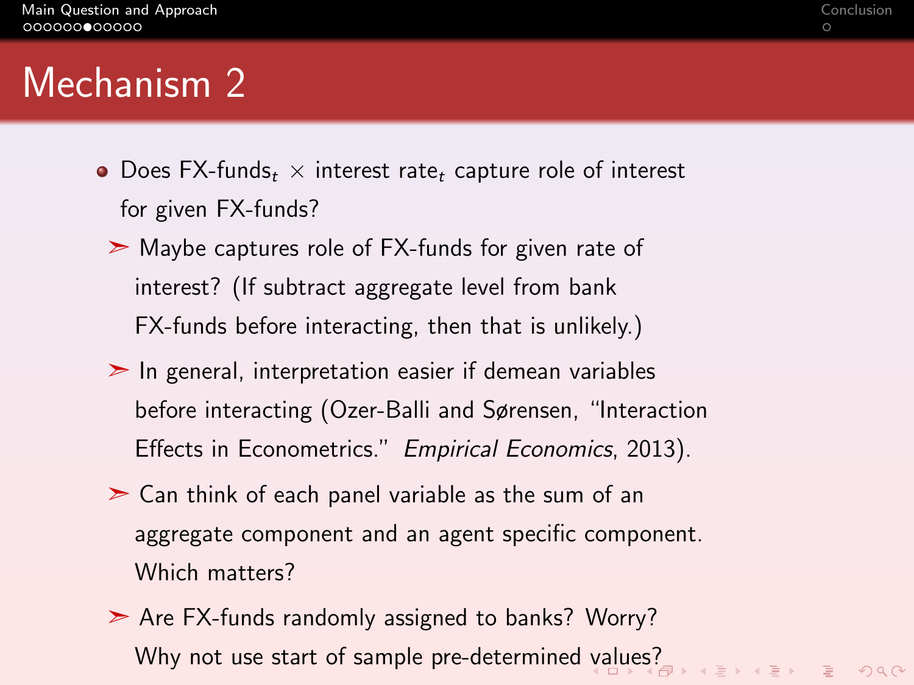# Mechanism 2

- Does FX-funds$_t$ $\times$ interest rate$_t$ capture role of interest for given FX-funds?
  - Maybe captures role of FX-funds for given rate of interest? (If subtract aggregate level from bank FX-funds before interacting, then that is unlikely.)
  - In general, interpretation easier if demean variables before interacting (Ozer-Balli and Sørensen, "Interaction Effects in Econometrics." *Empirical Economics*, 2013).
  - Can think of each panel variable as the sum of an aggregate component and an agent specific component. Which matters?
  - Are FX-funds randomly assigned to banks? Worry? Why not use start of sample pre-determined values?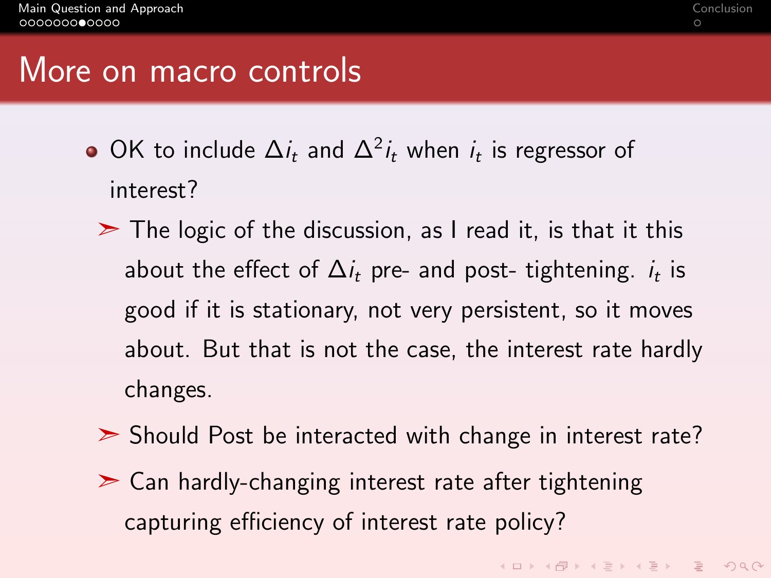# More on macro controls

- OK to include $\Delta i_t$ and $\Delta^2 i_t$ when $i_t$ is regressor of interest?
  - ➢ The logic of the discussion, as I read it, is that it this about the effect of $\Delta i_t$ pre- and post- tightening. $i_t$ is good if it is stationary, not very persistent, so it moves about. But that is not the case, the interest rate hardly changes.
  - ➢ Should Post be interacted with change in interest rate?
  - ➢ Can hardly-changing interest rate after tightening capturing efficiency of interest rate policy?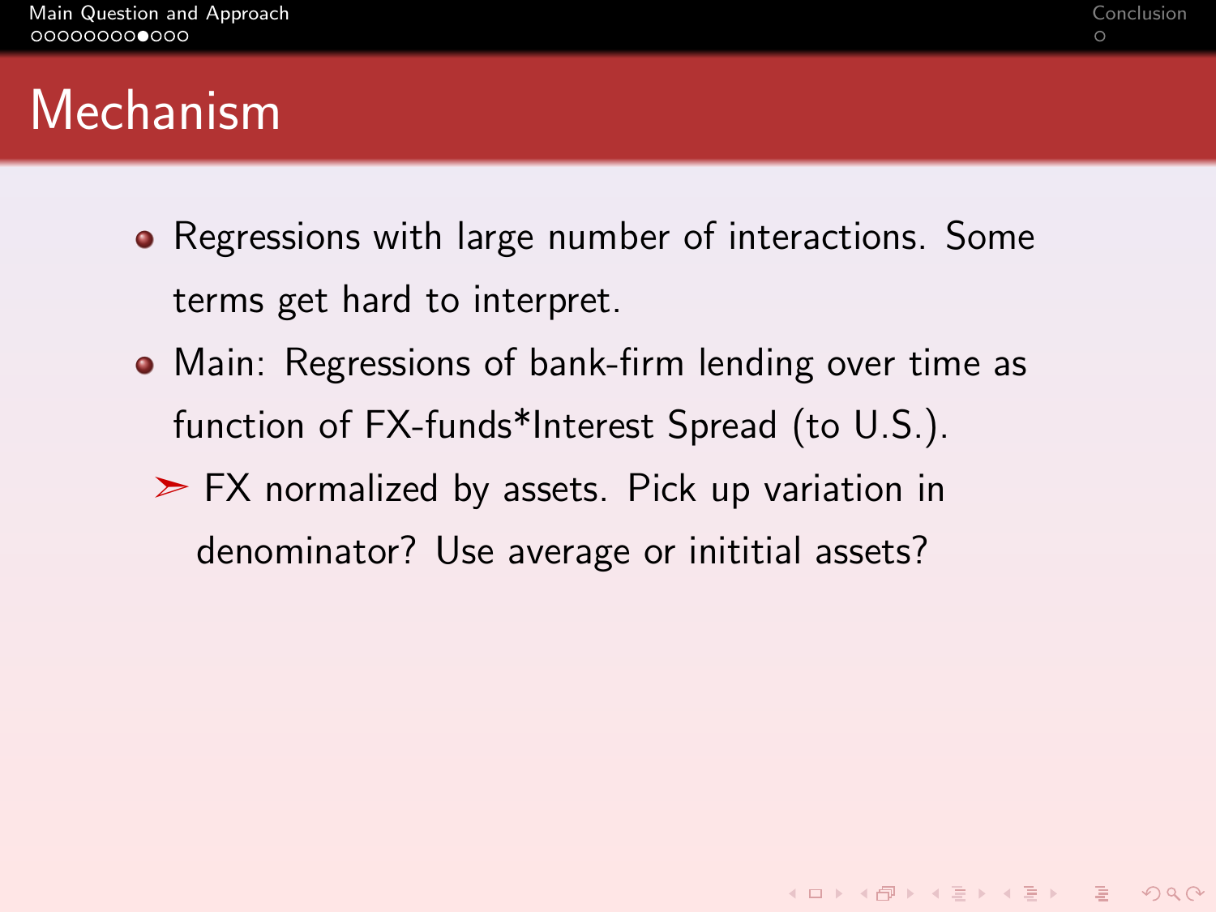# Mechanism

- Regressions with large number of interactions. Some terms get hard to interpret.
- Main: Regressions of bank-firm lending over time as function of FX-funds*Interest Spread (to U.S.).
  - ➢ FX normalized by assets. Pick up variation in denominator? Use average or inititial assets?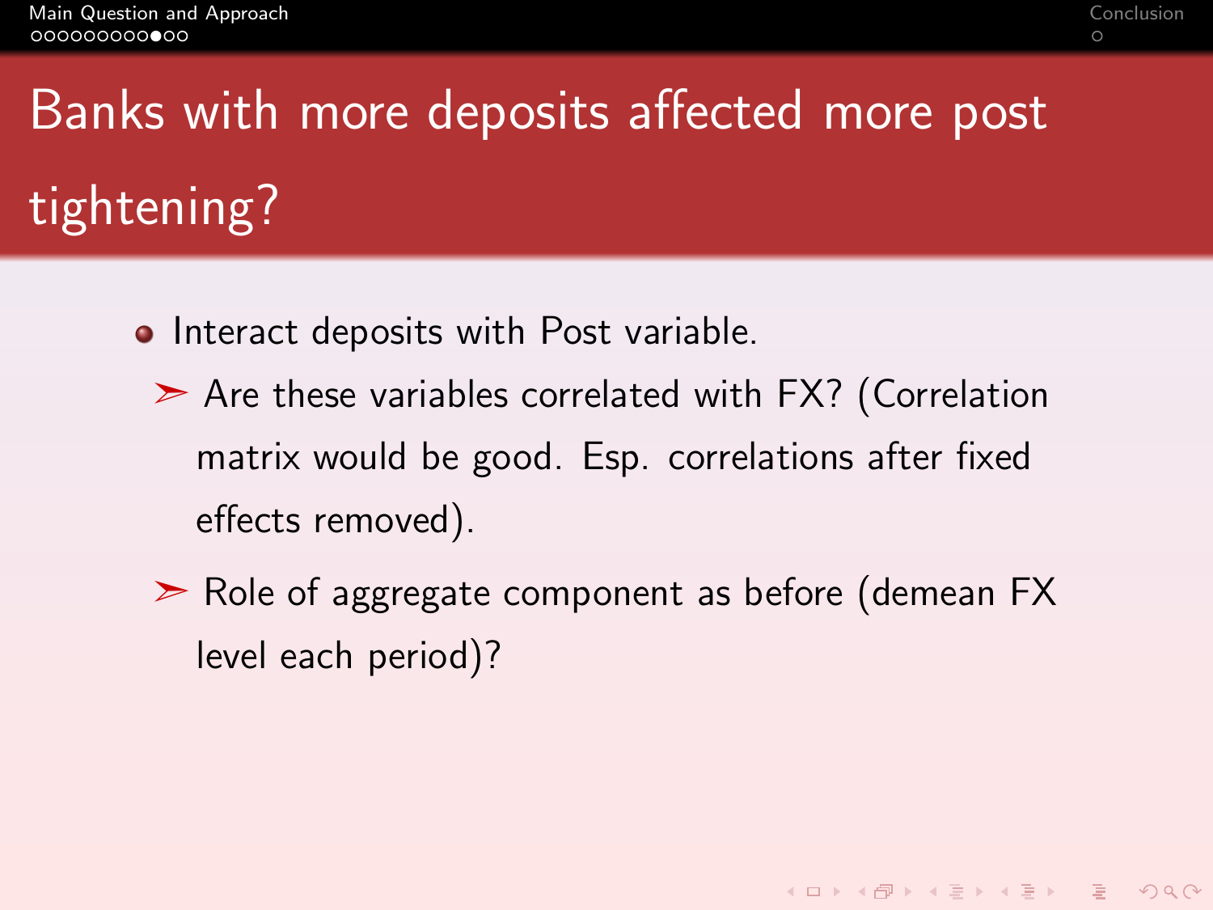# Banks with more deposits affected more post tightening?

- Interact deposits with Post variable.
  - Are these variables correlated with FX? (Correlation matrix would be good. Esp. correlations after fixed effects removed).
  - Role of aggregate component as before (demean FX level each period)?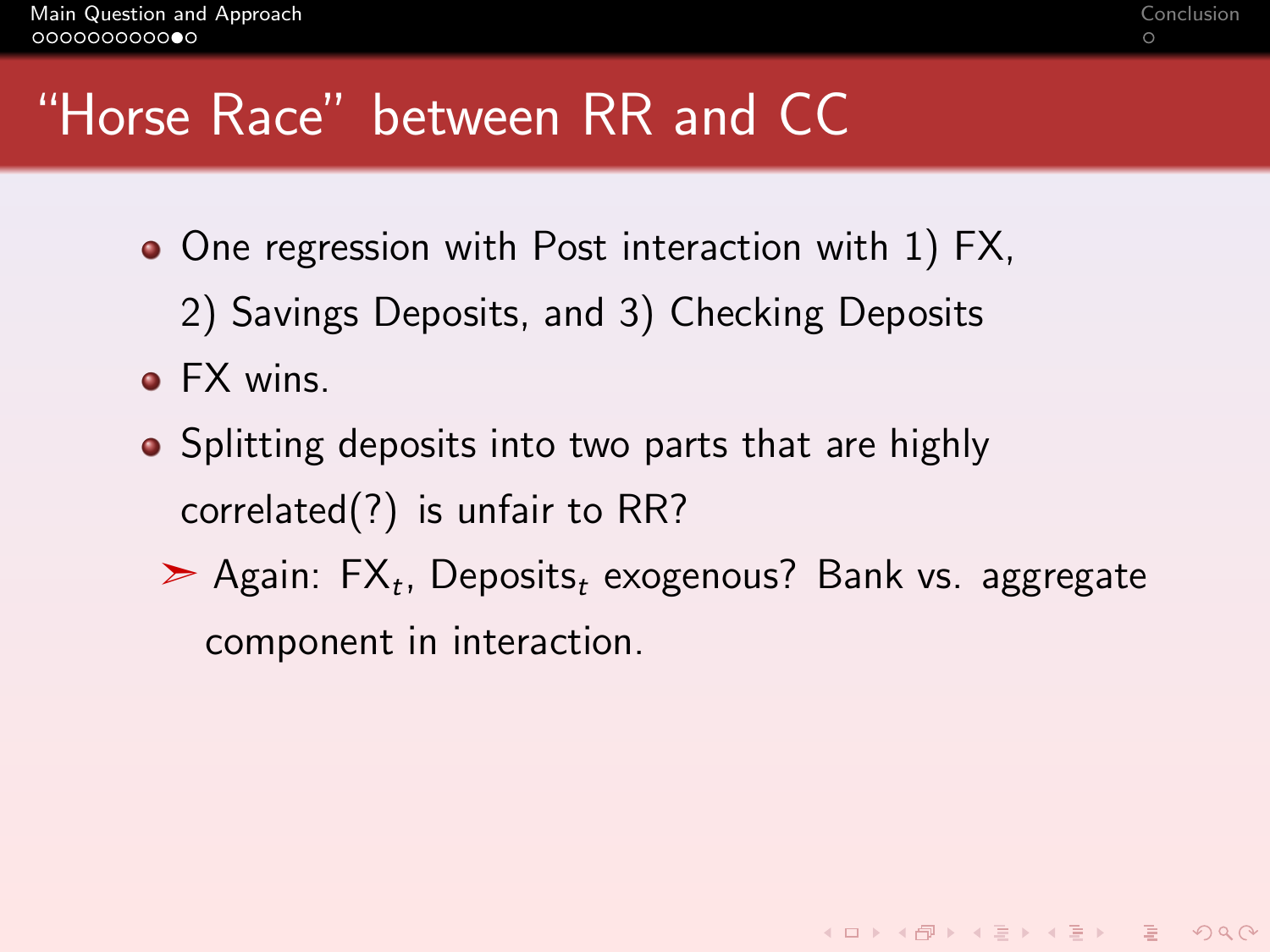# “Horse Race” between RR and CC

- One regression with Post interaction with 1) FX, 2) Savings Deposits, and 3) Checking Deposits
- FX wins.
- Splitting deposits into two parts that are highly correlated(?) is unfair to RR?
  - ➢ Again: $\text{FX}_t$, $\text{Deposits}_t$ exogenous? Bank vs. aggregate component in interaction.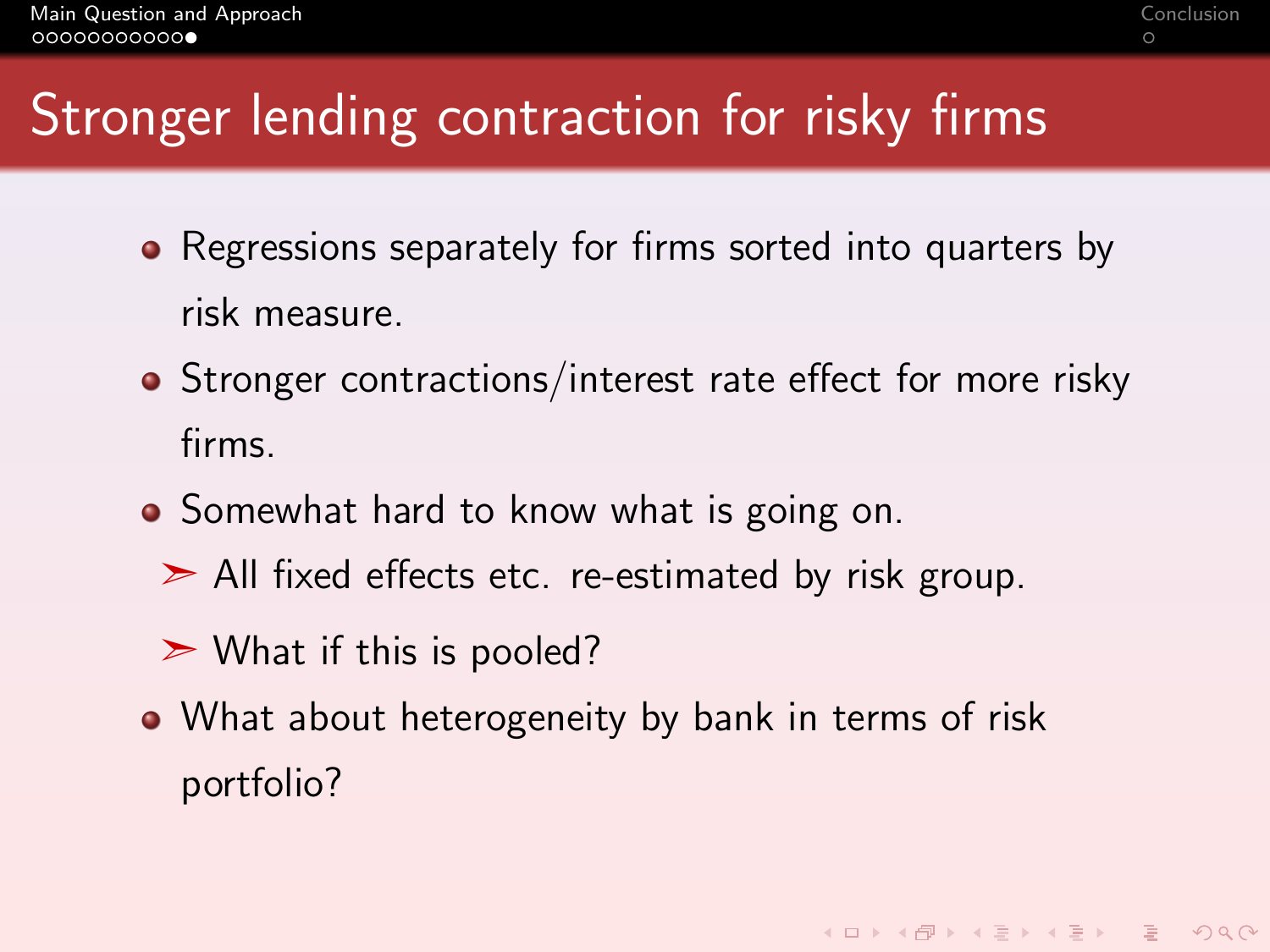# Stronger lending contraction for risky firms

- Regressions separately for firms sorted into quarters by risk measure.
- Stronger contractions/interest rate effect for more risky firms.
- Somewhat hard to know what is going on.
  - ➢ All fixed effects etc. re-estimated by risk group.
  - ➢ What if this is pooled?
- What about heterogeneity by bank in terms of risk portfolio?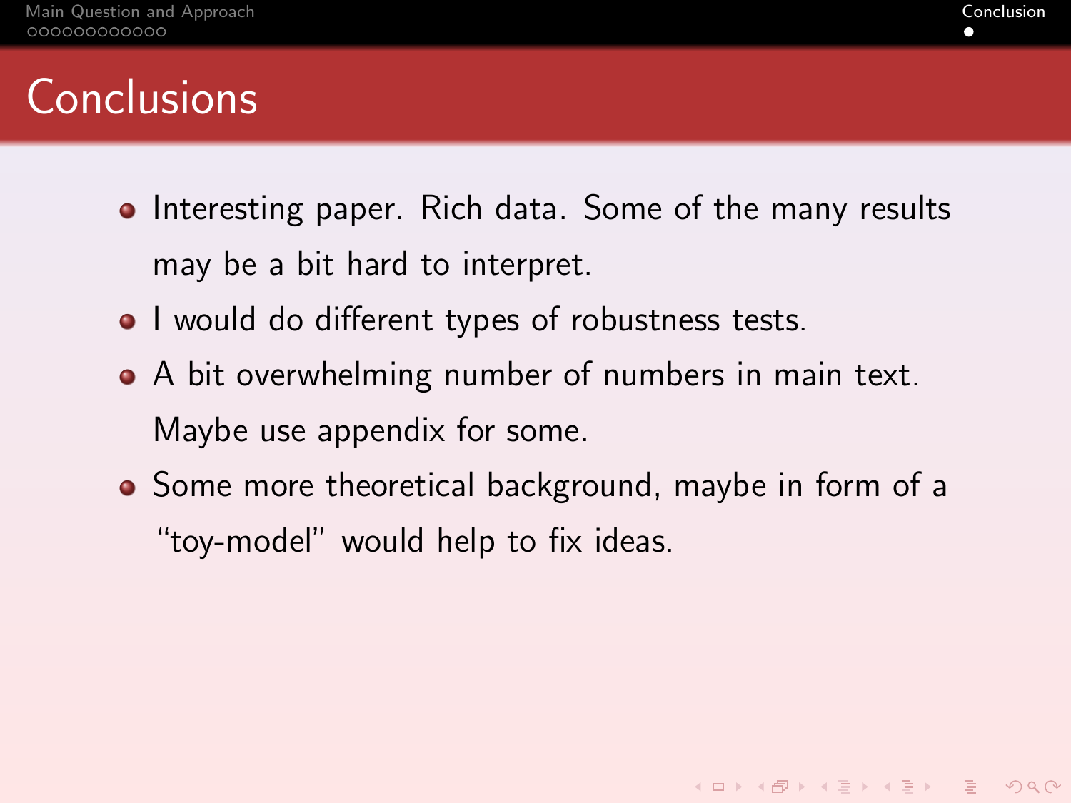# Conclusions

- Interesting paper. Rich data. Some of the many results may be a bit hard to interpret.
- I would do different types of robustness tests.
- A bit overwhelming number of numbers in main text. Maybe use appendix for some.
- Some more theoretical background, maybe in form of a "toy-model" would help to fix ideas.